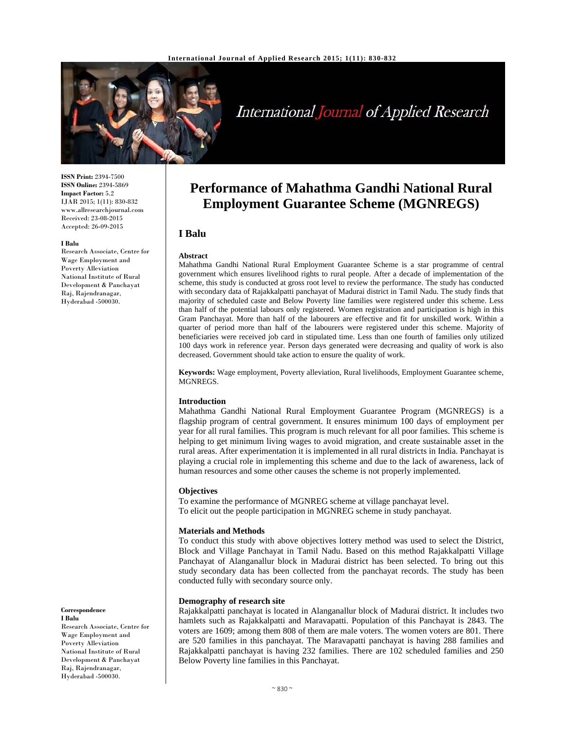**ISSN Print:** 2394-7500
**ISSN Online:** 2394-5869
**Impact Factor:** 5.2
IJAR 2015; 1(11): 830-832
www.allresearchjournal.com
Received: 23-08-2015
Accepted: 26-09-2015

**I Balu**
Research Associate, Centre for Wage Employment and Poverty Alleviation National Institute of Rural Development & Panchayat Raj, Rajendranagar, Hyderabad -500030.

**Correspondence**
**I Balu**
Research Associate, Centre for Wage Employment and Poverty Alleviation National Institute of Rural Development & Panchayat Raj, Rajendranagar, Hyderabad -500030.

# Performance of Mahathma Gandhi National Rural Employment Guarantee Scheme (MGNREGS)

## I Balu

### Abstract

Mahathma Gandhi National Rural Employment Guarantee Scheme is a star programme of central government which ensures livelihood rights to rural people. After a decade of implementation of the scheme, this study is conducted at gross root level to review the performance. The study has conducted with secondary data of Rajakkalpatti panchayat of Madurai district in Tamil Nadu. The study finds that majority of scheduled caste and Below Poverty line families were registered under this scheme. Less than half of the potential labours only registered. Women registration and participation is high in this Gram Panchayat. More than half of the labourers are effective and fit for unskilled work. Within a quarter of period more than half of the labourers were registered under this scheme. Majority of beneficiaries were received job card in stipulated time. Less than one fourth of families only utilized 100 days work in reference year. Person days generated were decreasing and quality of work is also decreased. Government should take action to ensure the quality of work.

**Keywords:** Wage employment, Poverty alleviation, Rural livelihoods, Employment Guarantee scheme, MGNREGS.

### Introduction

Mahathma Gandhi National Rural Employment Guarantee Program (MGNREGS) is a flagship program of central government. It ensures minimum 100 days of employment per year for all rural families. This program is much relevant for all poor families. This scheme is helping to get minimum living wages to avoid migration, and create sustainable asset in the rural areas. After experimentation it is implemented in all rural districts in India. Panchayat is playing a crucial role in implementing this scheme and due to the lack of awareness, lack of human resources and some other causes the scheme is not properly implemented.

### Objectives

To examine the performance of MGNREG scheme at village panchayat level.
To elicit out the people participation in MGNREG scheme in study panchayat.

### Materials and Methods

To conduct this study with above objectives lottery method was used to select the District, Block and Village Panchayat in Tamil Nadu. Based on this method Rajakkalpatti Village Panchayat of Alanganallur block in Madurai district has been selected. To bring out this study secondary data has been collected from the panchayat records. The study has been conducted fully with secondary source only.

### Demography of research site

Rajakkalpatti panchayat is located in Alanganallur block of Madurai district. It includes two hamlets such as Rajakkalpatti and Maravapatti. Population of this Panchayat is 2843. The voters are 1609; among them 808 of them are male voters. The women voters are 801. There are 520 families in this panchayat. The Maravapatti panchayat is having 288 families and Rajakkalpatti panchayat is having 232 families. There are 102 scheduled families and 250 Below Poverty line families in this Panchayat.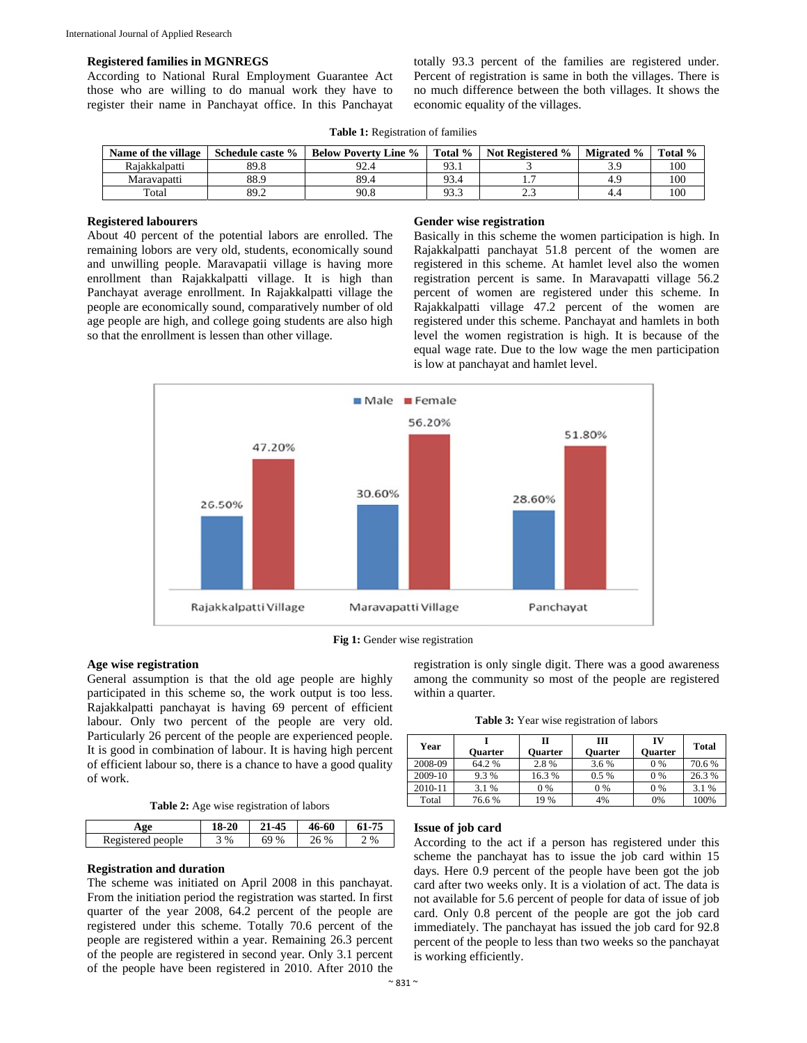## Registered families in MGNREGS

According to National Rural Employment Guarantee Act those who are willing to do manual work they have to register their name in Panchayat office. In this Panchayat totally 93.3 percent of the families are registered under. Percent of registration is same in both the villages. There is no much difference between the both villages. It shows the economic equality of the villages.

**Table 1:** Registration of families

| Name of the village | Schedule caste % | Below Poverty Line % | Total % | Not Registered % | Migrated % | Total % |
|---|---|---|---|---|---|---|
| Rajakkalpatti | 89.8 | 92.4 | 93.1 | 3 | 3.9 | 100 |
| Maravapatti | 88.9 | 89.4 | 93.4 | 1.7 | 4.9 | 100 |
| Total | 89.2 | 90.8 | 93.3 | 2.3 | 4.4 | 100 |

## Registered labourers

About 40 percent of the potential labors are enrolled. The remaining lobors are very old, students, economically sound and unwilling people. Maravapatii village is having more enrollment than Rajakkalpatti village. It is high than Panchayat average enrollment. In Rajakkalpatti village the people are economically sound, comparatively number of old age people are high, and college going students are also high so that the enrollment is lessen than other village.

## Gender wise registration

Basically in this scheme the women participation is high. In Rajakkalpatti panchayat 51.8 percent of the women are registered in this scheme. At hamlet level also the women registration percent is same. In Maravapatti village 56.2 percent of women are registered under this scheme. In Rajakkalpatti village 47.2 percent of the women are registered under this scheme. Panchayat and hamlets in both level the women registration is high. It is because of the equal wage rate. Due to the low wage the men participation is low at panchayat and hamlet level.

| | Male | Female |
|---|---|---|
| Rajakkalpatti Village | 26.50% | 47.20% |
| Maravapatti Village | 30.60% | 56.20% |
| Panchayat | 28.60% | 51.80% |

**Fig 1:** Gender wise registration

## Age wise registration

General assumption is that the old age people are highly participated in this scheme so, the work output is too less. Rajakkalpatti panchayat is having 69 percent of efficient labour. Only two percent of the people are very old. Particularly 26 percent of the people are experienced people. It is good in combination of labour. It is having high percent of efficient labour so, there is a chance to have a good quality of work.

**Table 2:** Age wise registration of labors

| Age | 18-20 | 21-45 | 46-60 | 61-75 |
|---|---|---|---|---|
| Registered people | 3 % | 69 % | 26 % | 2 % |

## Registration and duration

The scheme was initiated on April 2008 in this panchayat. From the initiation period the registration was started. In first quarter of the year 2008, 64.2 percent of the people are registered under this scheme. Totally 70.6 percent of the people are registered within a year. Remaining 26.3 percent of the people are registered in second year. Only 3.1 percent of the people have been registered in 2010. After 2010 the registration is only single digit. There was a good awareness among the community so most of the people are registered within a quarter.

**Table 3:** Year wise registration of labors

| Year | I Quarter | II Quarter | III Quarter | IV Quarter | Total |
|---|---|---|---|---|---|
| 2008-09 | 64.2 % | 2.8 % | 3.6 % | 0 % | 70.6 % |
| 2009-10 | 9.3 % | 16.3 % | 0.5 % | 0 % | 26.3 % |
| 2010-11 | 3.1 % | 0 % | 0 % | 0 % | 3.1 % |
| Total | 76.6 % | 19 % | 4% | 0% | 100% |

## Issue of job card

According to the act if a person has registered under this scheme the panchayat has to issue the job card within 15 days. Here 0.9 percent of the people have been got the job card after two weeks only. It is a violation of act. The data is not available for 5.6 percent of people for data of issue of job card. Only 0.8 percent of the people are got the job card immediately. The panchayat has issued the job card for 92.8 percent of the people to less than two weeks so the panchayat is working efficiently.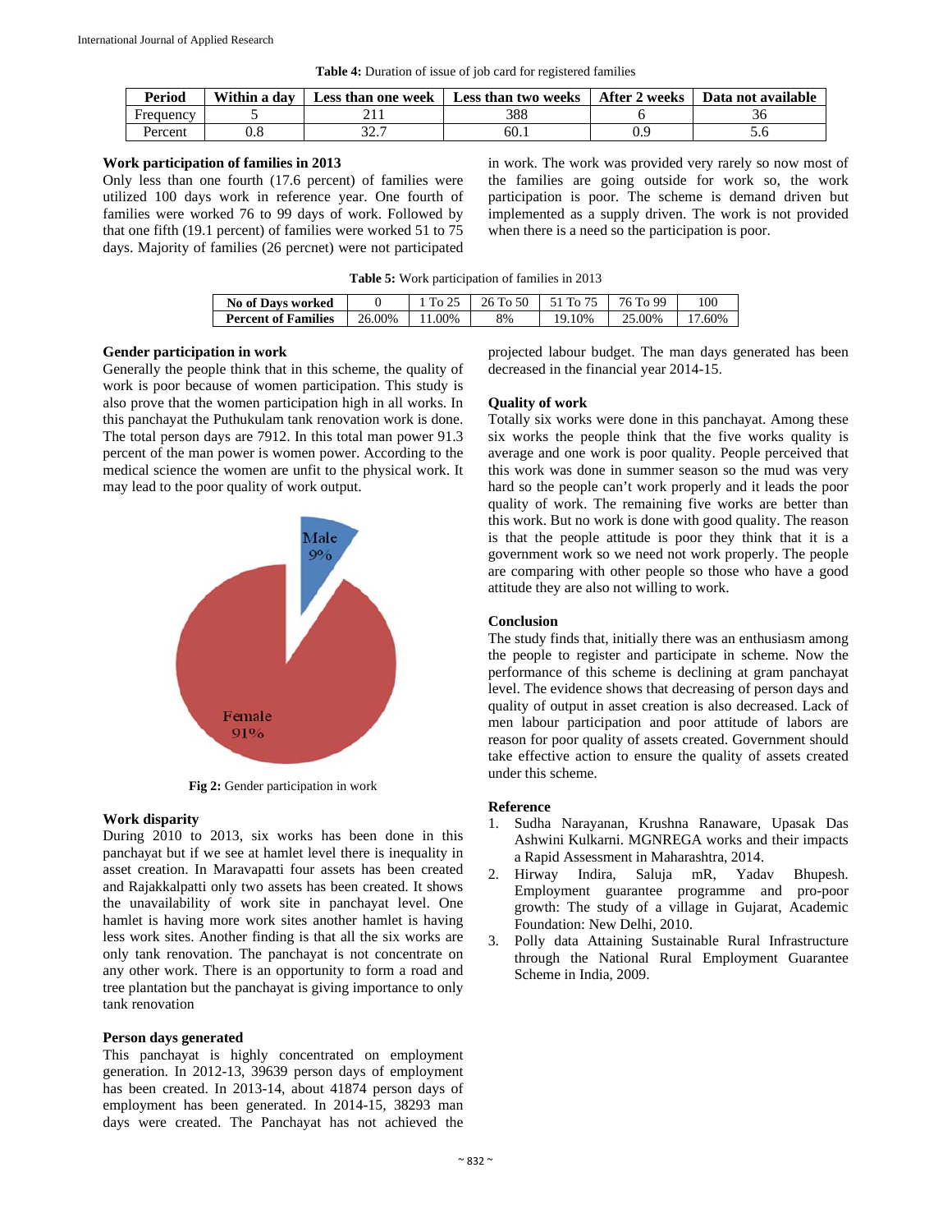**Table 4:** Duration of issue of job card for registered families

| Period | Within a day | Less than one week | Less than two weeks | After 2 weeks | Data not available |
|---|---|---|---|---|---|
| Frequency | 5 | 211 | 388 | 6 | 36 |
| Percent | 0.8 | 32.7 | 60.1 | 0.9 | 5.6 |

### Work participation of families in 2013

Only less than one fourth (17.6 percent) of families were utilized 100 days work in reference year. One fourth of families were worked 76 to 99 days of work. Followed by that one fifth (19.1 percent) of families were worked 51 to 75 days. Majority of families (26 percnet) were not participated in work. The work was provided very rarely so now most of the families are going outside for work so, the work participation is poor. The scheme is demand driven but implemented as a supply driven. The work is not provided when there is a need so the participation is poor.

**Table 5:** Work participation of families in 2013

| No of Days worked | 0 | 1 To 25 | 26 To 50 | 51 To 75 | 76 To 99 | 100 |
|---|---|---|---|---|---|---|
| Percent of Families | 26.00% | 11.00% | 8% | 19.10% | 25.00% | 17.60% |

### Gender participation in work

Generally the people think that in this scheme, the quality of work is poor because of women participation. This study is also prove that the women participation high in all works. In this panchayat the Puthukulam tank renovation work is done. The total person days are 7912. In this total man power 91.3 percent of the man power is women power. According to the medical science the women are unfit to the physical work. It may lead to the poor quality of work output.

Male
9%

Female
91%

**Fig 2:** Gender participation in work

### Work disparity

During 2010 to 2013, six works has been done in this panchayat but if we see at hamlet level there is inequality in asset creation. In Maravapatti four assets has been created and Rajakkalpatti only two assets has been created. It shows the unavailability of work site in panchayat level. One hamlet is having more work sites another hamlet is having less work sites. Another finding is that all the six works are only tank renovation. The panchayat is not concentrate on any other work. There is an opportunity to form a road and tree plantation but the panchayat is giving importance to only tank renovation

### Person days generated

This panchayat is highly concentrated on employment generation. In 2012-13, 39639 person days of employment has been created. In 2013-14, about 41874 person days of employment has been generated. In 2014-15, 38293 man days were created. The Panchayat has not achieved the projected labour budget. The man days generated has been decreased in the financial year 2014-15.

### Quality of work

Totally six works were done in this panchayat. Among these six works the people think that the five works quality is average and one work is poor quality. People perceived that this work was done in summer season so the mud was very hard so the people can't work properly and it leads the poor quality of work. The remaining five works are better than this work. But no work is done with good quality. The reason is that the people attitude is poor they think that it is a government work so we need not work properly. The people are comparing with other people so those who have a good attitude they are also not willing to work.

### Conclusion

The study finds that, initially there was an enthusiasm among the people to register and participate in scheme. Now the performance of this scheme is declining at gram panchayat level. The evidence shows that decreasing of person days and quality of output in asset creation is also decreased. Lack of men labour participation and poor attitude of labors are reason for poor quality of assets created. Government should take effective action to ensure the quality of assets created under this scheme.

### Reference

1. Sudha Narayanan, Krushna Ranaware, Upasak Das Ashwini Kulkarni. MGNREGA works and their impacts a Rapid Assessment in Maharashtra, 2014.
2. Hirway Indira, Saluja mR, Yadav Bhupesh. Employment guarantee programme and pro-poor growth: The study of a village in Gujarat, Academic Foundation: New Delhi, 2010.
3. Polly data Attaining Sustainable Rural Infrastructure through the National Rural Employment Guarantee Scheme in India, 2009.